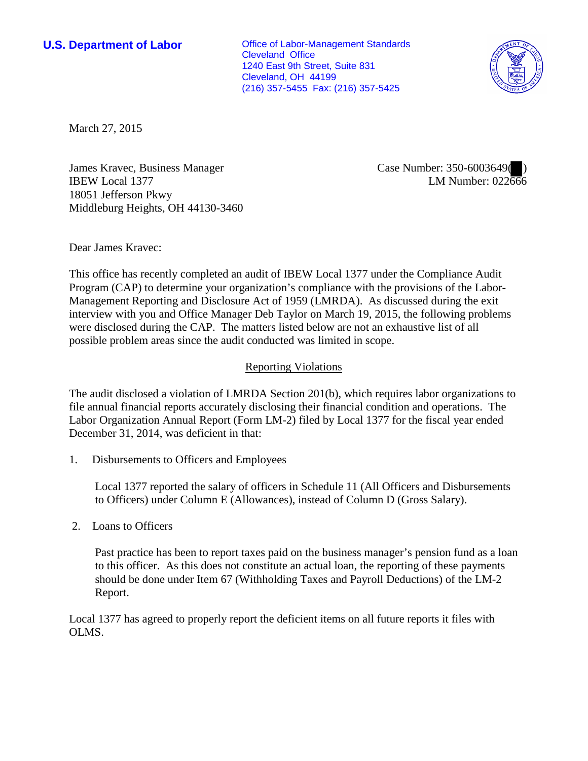**U.S. Department of Labor**

Office of Labor-Management Standards
Cleveland Office
1240 East 9th Street, Suite 831
Cleveland, OH 44199
(216) 357-5455 Fax: (216) 357-5425

March 27, 2015

James Kravec, Business Manager
IBEW Local 1377
18051 Jefferson Pkwy
Middleburg Heights, OH 44130-3460

Case Number: 350-6003649(██)
LM Number: 022666

Dear James Kravec:

This office has recently completed an audit of IBEW Local 1377 under the Compliance Audit Program (CAP) to determine your organization's compliance with the provisions of the Labor-Management Reporting and Disclosure Act of 1959 (LMRDA). As discussed during the exit interview with you and Office Manager Deb Taylor on March 19, 2015, the following problems were disclosed during the CAP. The matters listed below are not an exhaustive list of all possible problem areas since the audit conducted was limited in scope.

## Reporting Violations

The audit disclosed a violation of LMRDA Section 201(b), which requires labor organizations to file annual financial reports accurately disclosing their financial condition and operations. The Labor Organization Annual Report (Form LM-2) filed by Local 1377 for the fiscal year ended December 31, 2014, was deficient in that:

1. Disbursements to Officers and Employees

   Local 1377 reported the salary of officers in Schedule 11 (All Officers and Disbursements to Officers) under Column E (Allowances), instead of Column D (Gross Salary).

2. Loans to Officers

   Past practice has been to report taxes paid on the business manager's pension fund as a loan to this officer. As this does not constitute an actual loan, the reporting of these payments should be done under Item 67 (Withholding Taxes and Payroll Deductions) of the LM-2 Report.

Local 1377 has agreed to properly report the deficient items on all future reports it files with OLMS.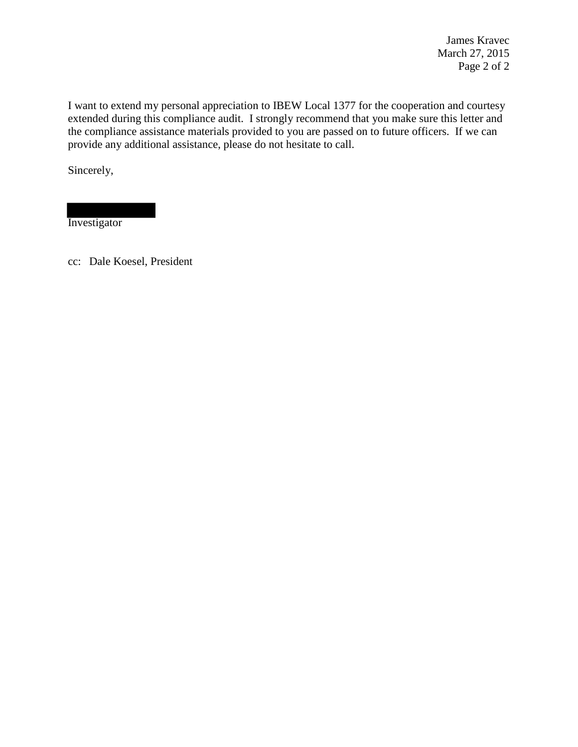I want to extend my personal appreciation to IBEW Local 1377 for the cooperation and courtesy extended during this compliance audit. I strongly recommend that you make sure this letter and the compliance assistance materials provided to you are passed on to future officers. If we can provide any additional assistance, please do not hesitate to call.

Sincerely,

Investigator

cc: Dale Koesel, President